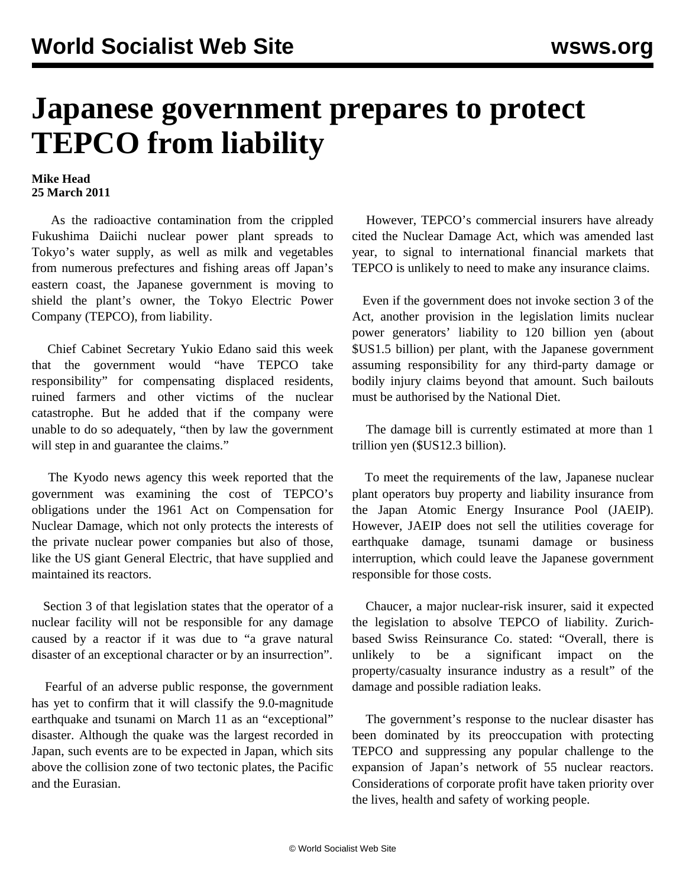# Japanese government prepares to protect TEPCO from liability

**Mike Head**
**25 March 2011**

As the radioactive contamination from the crippled Fukushima Daiichi nuclear power plant spreads to Tokyo's water supply, as well as milk and vegetables from numerous prefectures and fishing areas off Japan's eastern coast, the Japanese government is moving to shield the plant's owner, the Tokyo Electric Power Company (TEPCO), from liability.

Chief Cabinet Secretary Yukio Edano said this week that the government would "have TEPCO take responsibility" for compensating displaced residents, ruined farmers and other victims of the nuclear catastrophe. But he added that if the company were unable to do so adequately, "then by law the government will step in and guarantee the claims."

The Kyodo news agency this week reported that the government was examining the cost of TEPCO's obligations under the 1961 Act on Compensation for Nuclear Damage, which not only protects the interests of the private nuclear power companies but also of those, like the US giant General Electric, that have supplied and maintained its reactors.

Section 3 of that legislation states that the operator of a nuclear facility will not be responsible for any damage caused by a reactor if it was due to "a grave natural disaster of an exceptional character or by an insurrection".

Fearful of an adverse public response, the government has yet to confirm that it will classify the 9.0-magnitude earthquake and tsunami on March 11 as an "exceptional" disaster. Although the quake was the largest recorded in Japan, such events are to be expected in Japan, which sits above the collision zone of two tectonic plates, the Pacific and the Eurasian.

However, TEPCO's commercial insurers have already cited the Nuclear Damage Act, which was amended last year, to signal to international financial markets that TEPCO is unlikely to need to make any insurance claims.

Even if the government does not invoke section 3 of the Act, another provision in the legislation limits nuclear power generators' liability to 120 billion yen (about $US1.5 billion) per plant, with the Japanese government assuming responsibility for any third-party damage or bodily injury claims beyond that amount. Such bailouts must be authorised by the National Diet.

The damage bill is currently estimated at more than 1 trillion yen ($US12.3 billion).

To meet the requirements of the law, Japanese nuclear plant operators buy property and liability insurance from the Japan Atomic Energy Insurance Pool (JAEIP). However, JAEIP does not sell the utilities coverage for earthquake damage, tsunami damage or business interruption, which could leave the Japanese government responsible for those costs.

Chaucer, a major nuclear-risk insurer, said it expected the legislation to absolve TEPCO of liability. Zurich-based Swiss Reinsurance Co. stated: "Overall, there is unlikely to be a significant impact on the property/casualty insurance industry as a result" of the damage and possible radiation leaks.

The government's response to the nuclear disaster has been dominated by its preoccupation with protecting TEPCO and suppressing any popular challenge to the expansion of Japan's network of 55 nuclear reactors. Considerations of corporate profit have taken priority over the lives, health and safety of working people.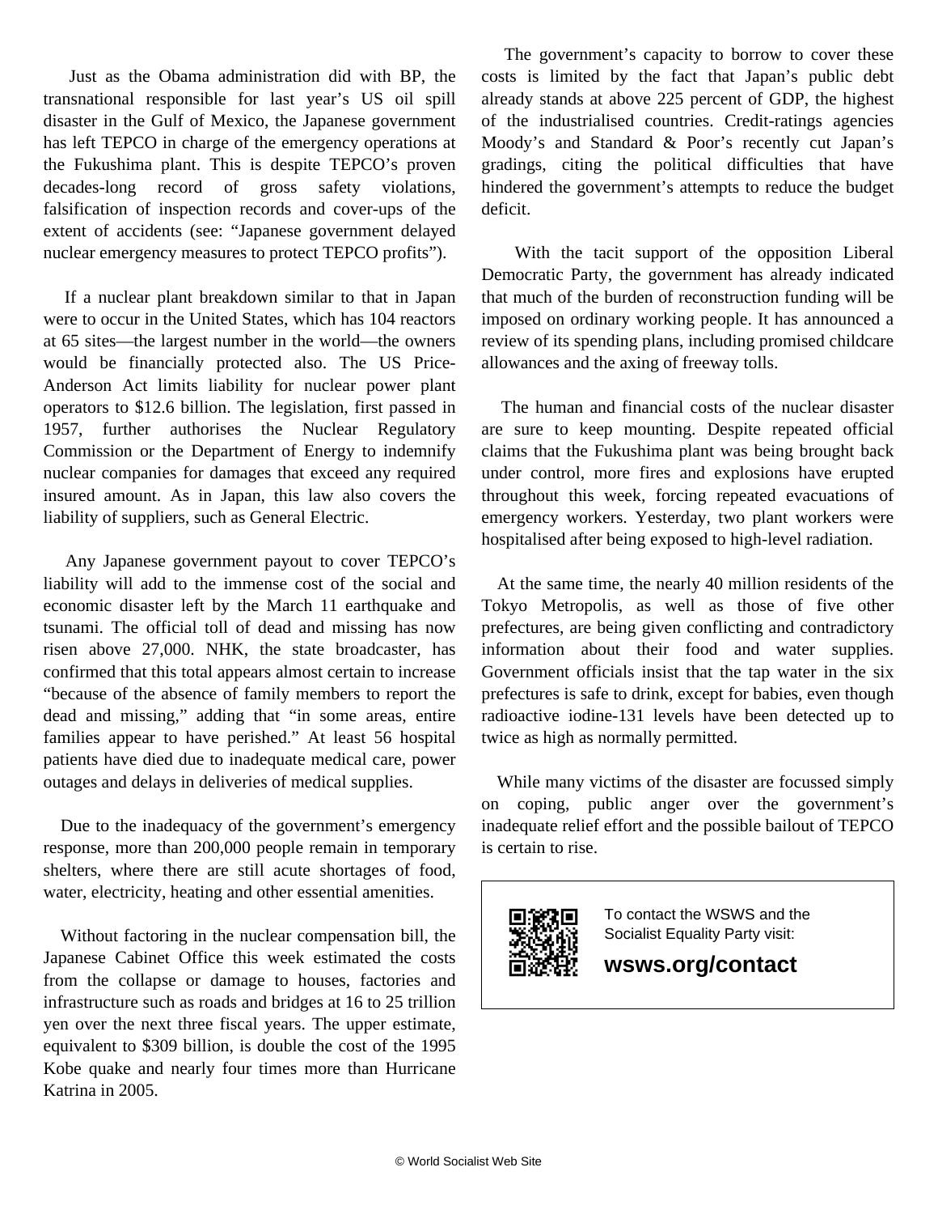Just as the Obama administration did with BP, the transnational responsible for last year's US oil spill disaster in the Gulf of Mexico, the Japanese government has left TEPCO in charge of the emergency operations at the Fukushima plant. This is despite TEPCO's proven decades-long record of gross safety violations, falsification of inspection records and cover-ups of the extent of accidents (see: "Japanese government delayed nuclear emergency measures to protect TEPCO profits").

If a nuclear plant breakdown similar to that in Japan were to occur in the United States, which has 104 reactors at 65 sites—the largest number in the world—the owners would be financially protected also. The US Price-Anderson Act limits liability for nuclear power plant operators to $12.6 billion. The legislation, first passed in 1957, further authorises the Nuclear Regulatory Commission or the Department of Energy to indemnify nuclear companies for damages that exceed any required insured amount. As in Japan, this law also covers the liability of suppliers, such as General Electric.

Any Japanese government payout to cover TEPCO's liability will add to the immense cost of the social and economic disaster left by the March 11 earthquake and tsunami. The official toll of dead and missing has now risen above 27,000. NHK, the state broadcaster, has confirmed that this total appears almost certain to increase "because of the absence of family members to report the dead and missing," adding that "in some areas, entire families appear to have perished." At least 56 hospital patients have died due to inadequate medical care, power outages and delays in deliveries of medical supplies.

Due to the inadequacy of the government's emergency response, more than 200,000 people remain in temporary shelters, where there are still acute shortages of food, water, electricity, heating and other essential amenities.

Without factoring in the nuclear compensation bill, the Japanese Cabinet Office this week estimated the costs from the collapse or damage to houses, factories and infrastructure such as roads and bridges at 16 to 25 trillion yen over the next three fiscal years. The upper estimate, equivalent to $309 billion, is double the cost of the 1995 Kobe quake and nearly four times more than Hurricane Katrina in 2005.

The government's capacity to borrow to cover these costs is limited by the fact that Japan's public debt already stands at above 225 percent of GDP, the highest of the industrialised countries. Credit-ratings agencies Moody's and Standard & Poor's recently cut Japan's gradings, citing the political difficulties that have hindered the government's attempts to reduce the budget deficit.

With the tacit support of the opposition Liberal Democratic Party, the government has already indicated that much of the burden of reconstruction funding will be imposed on ordinary working people. It has announced a review of its spending plans, including promised childcare allowances and the axing of freeway tolls.

The human and financial costs of the nuclear disaster are sure to keep mounting. Despite repeated official claims that the Fukushima plant was being brought back under control, more fires and explosions have erupted throughout this week, forcing repeated evacuations of emergency workers. Yesterday, two plant workers were hospitalised after being exposed to high-level radiation.

At the same time, the nearly 40 million residents of the Tokyo Metropolis, as well as those of five other prefectures, are being given conflicting and contradictory information about their food and water supplies. Government officials insist that the tap water in the six prefectures is safe to drink, except for babies, even though radioactive iodine-131 levels have been detected up to twice as high as normally permitted.

While many victims of the disaster are focussed simply on coping, public anger over the government's inadequate relief effort and the possible bailout of TEPCO is certain to rise.

To contact the WSWS and the Socialist Equality Party visit:

**wsws.org/contact**